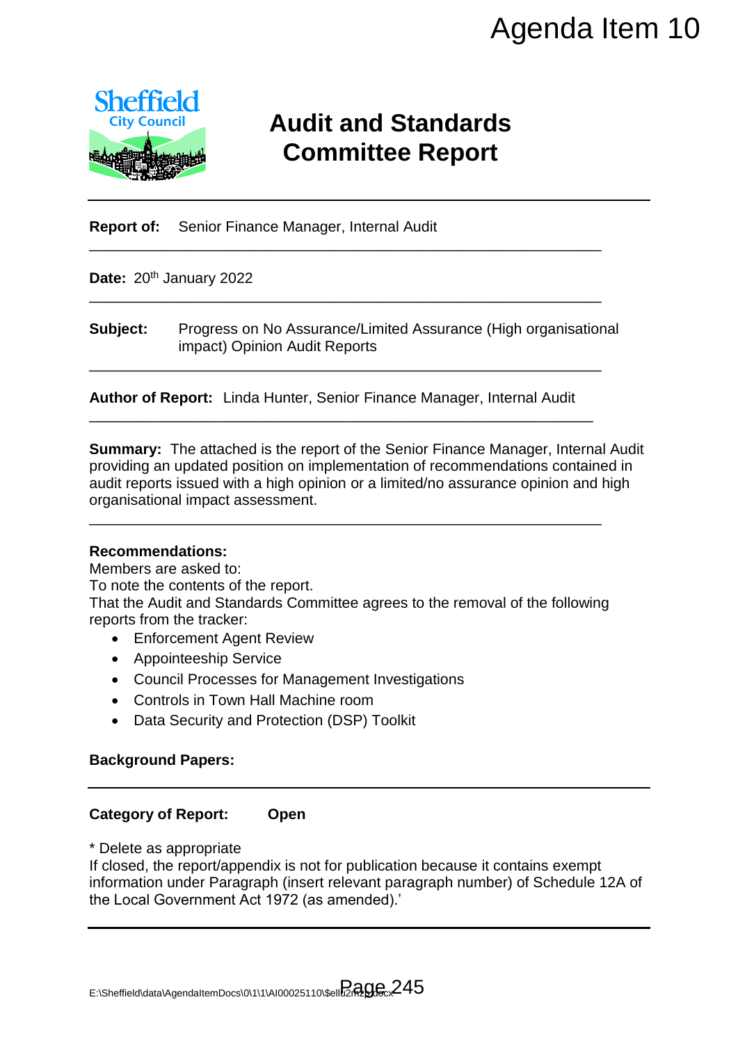Agenda Item 10

# Audit and Standards Committee Report

**Report of:** Senior Finance Manager, Internal Audit

---

**Date:** 20th January 2022

---

**Subject:** Progress on No Assurance/Limited Assurance (High organisational impact) Opinion Audit Reports

---

**Author of Report:** Linda Hunter, Senior Finance Manager, Internal Audit

---

**Summary:** The attached is the report of the Senior Finance Manager, Internal Audit providing an updated position on implementation of recommendations contained in audit reports issued with a high opinion or a limited/no assurance opinion and high organisational impact assessment.

---

**Recommendations:**

Members are asked to:

To note the contents of the report.

That the Audit and Standards Committee agrees to the removal of the following reports from the tracker:

- Enforcement Agent Review
- Appointeeship Service
- Council Processes for Management Investigations
- Controls in Town Hall Machine room
- Data Security and Protection (DSP) Toolkit

**Background Papers:**

---

**Category of Report:** **Open**

* Delete as appropriate

If closed, the report/appendix is not for publication because it contains exempt information under Paragraph (insert relevant paragraph number) of Schedule 12A of the Local Government Act 1972 (as amended).'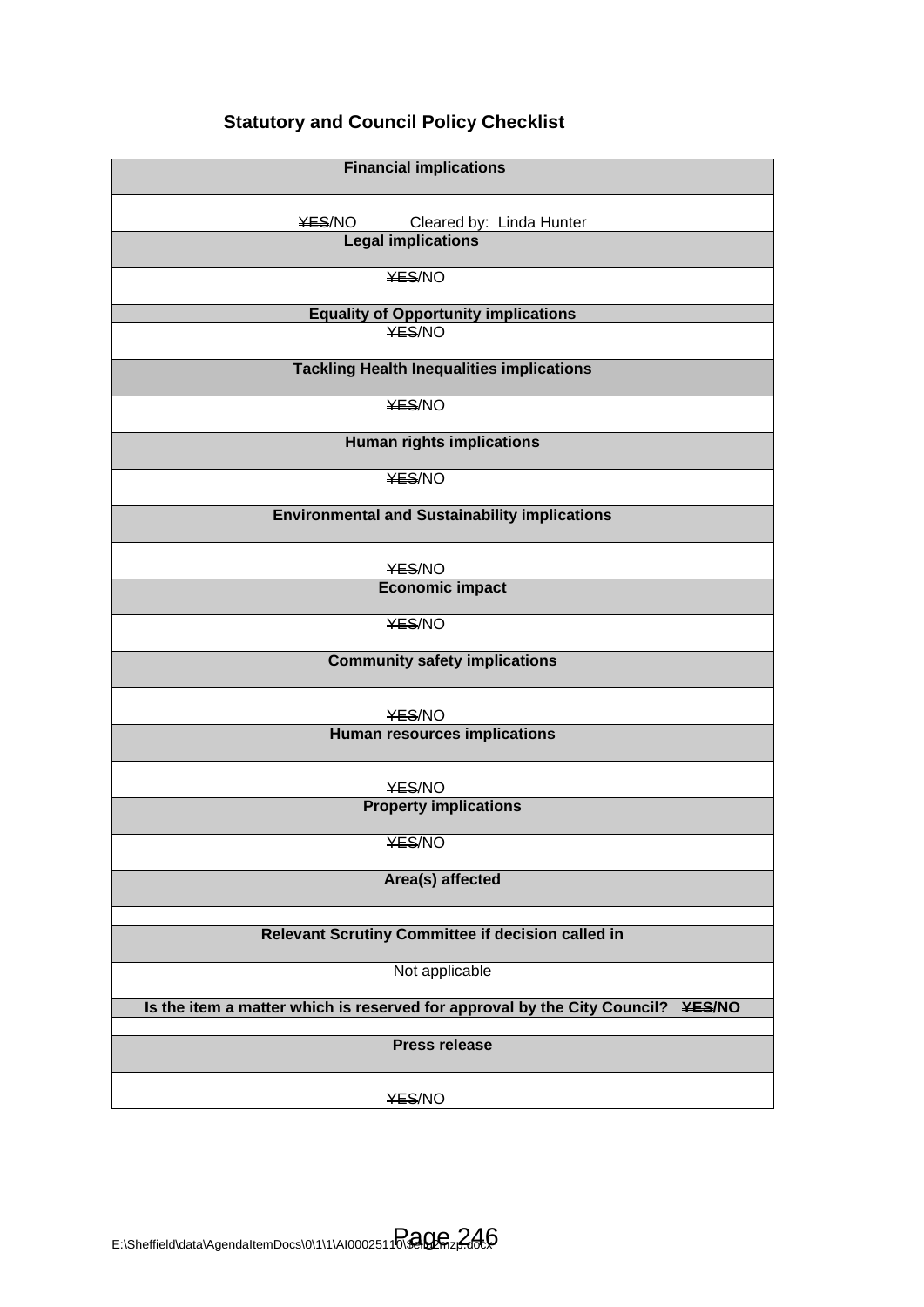## Statutory and Council Policy Checklist

| |
|---|
| **Financial implications** |
| ~~YES~~/NO Cleared by: Linda Hunter |
| **Legal implications** |
| ~~YES~~/NO |
| **Equality of Opportunity implications** |
| ~~YES~~/NO |
| **Tackling Health Inequalities implications** |
| ~~YES~~/NO |
| **Human rights implications** |
| ~~YES~~/NO |
| **Environmental and Sustainability implications** |
| ~~YES~~/NO |
| **Economic impact** |
| ~~YES~~/NO |
| **Community safety implications** |
| ~~YES~~/NO |
| **Human resources implications** |
| ~~YES~~/NO |
| **Property implications** |
| ~~YES~~/NO |
| **Area(s) affected** |
| |
| **Relevant Scrutiny Committee if decision called in** |
| Not applicable |
| **Is the item a matter which is reserved for approval by the City Council? ~~YES~~/NO** |
| |
| **Press release** |
| ~~YES~~/NO |

E:\Sheffield\data\AgendaItemDocs\0\1\1\AI00025110\$ei02mzp.docx